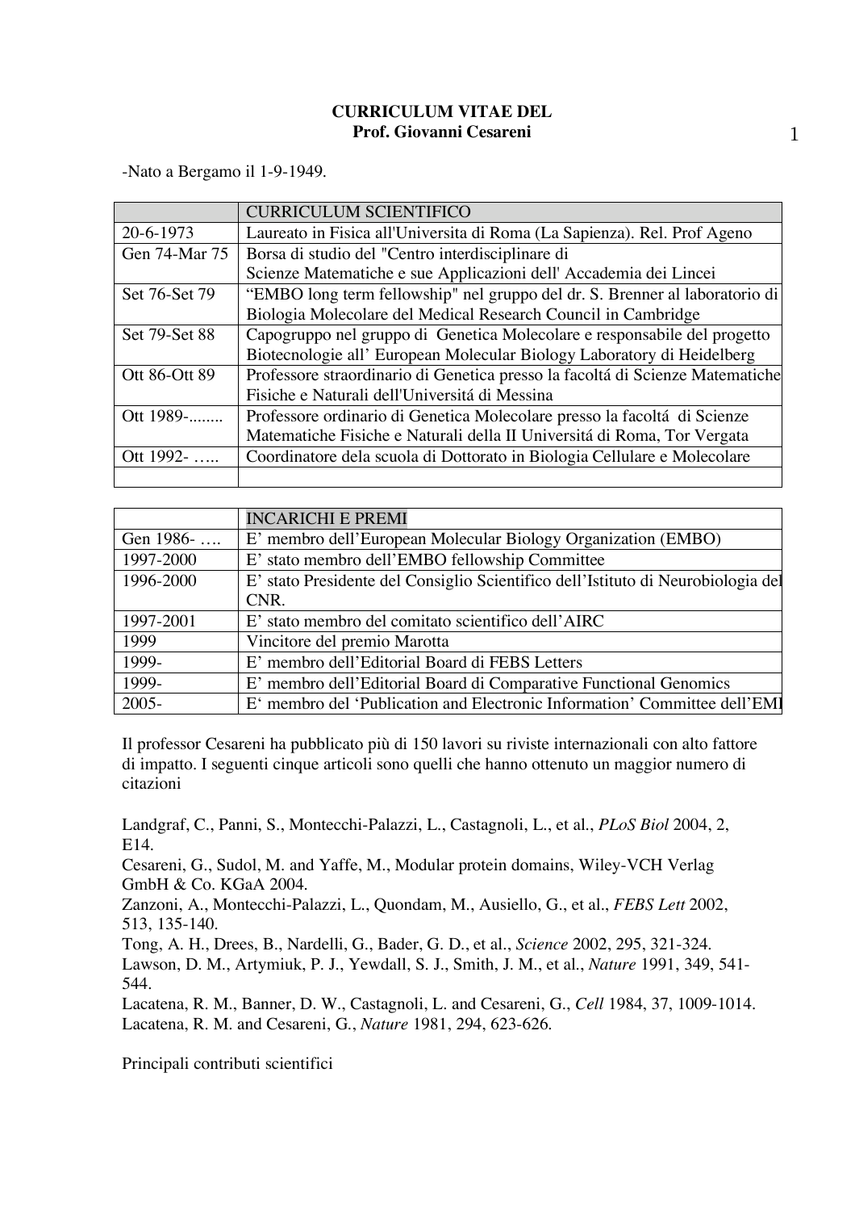**CURRICULUM VITAE DEL**
**Prof. Giovanni Cesareni**

-Nato a Bergamo il 1-9-1949.

| | CURRICULUM SCIENTIFICO |
|---|---|
| 20-6-1973 | Laureato in Fisica all'Universita di Roma (La Sapienza). Rel. Prof Ageno |
| Gen 74-Mar 75 | Borsa di studio del "Centro interdisciplinare di Scienze Matematiche e sue Applicazioni dell' Accademia dei Lincei |
| Set 76-Set 79 | "EMBO long term fellowship" nel gruppo del dr. S. Brenner al laboratorio di Biologia Molecolare del Medical Research Council in Cambridge |
| Set 79-Set 88 | Capogruppo nel gruppo di Genetica Molecolare e responsabile del progetto Biotecnologie all' European Molecular Biology Laboratory di Heidelberg |
| Ott 86-Ott 89 | Professore straordinario di Genetica presso la facoltá di Scienze Matematiche Fisiche e Naturali dell'Universitá di Messina |
| Ott 1989-........ | Professore ordinario di Genetica Molecolare presso la facoltá di Scienze Matematiche Fisiche e Naturali della II Universitá di Roma, Tor Vergata |
| Ott 1992- ….. | Coordinatore dela scuola di Dottorato in Biologia Cellulare e Molecolare |
| | |

| | INCARICHI E PREMI |
|---|---|
| Gen 1986- …. | E' membro dell'European Molecular Biology Organization (EMBO) |
| 1997-2000 | E' stato membro dell'EMBO fellowship Committee |
| 1996-2000 | E' stato Presidente del Consiglio Scientifico dell'Istituto di Neurobiologia del CNR. |
| 1997-2001 | E' stato membro del comitato scientifico dell'AIRC |
| 1999 | Vincitore del premio Marotta |
| 1999- | E' membro dell'Editorial Board di FEBS Letters |
| 1999- | E' membro dell'Editorial Board di Comparative Functional Genomics |
| 2005- | E' membro del 'Publication and Electronic Information' Committee dell'EMI |

Il professor Cesareni ha pubblicato più di 150 lavori su riviste internazionali con alto fattore di impatto. I seguenti cinque articoli sono quelli che hanno ottenuto un maggior numero di citazioni

Landgraf, C., Panni, S., Montecchi-Palazzi, L., Castagnoli, L., et al., *PLoS Biol* 2004, 2, E14.
Cesareni, G., Sudol, M. and Yaffe, M., Modular protein domains, Wiley-VCH Verlag GmbH & Co. KGaA 2004.
Zanzoni, A., Montecchi-Palazzi, L., Quondam, M., Ausiello, G., et al., *FEBS Lett* 2002, 513, 135-140.
Tong, A. H., Drees, B., Nardelli, G., Bader, G. D., et al., *Science* 2002, 295, 321-324.
Lawson, D. M., Artymiuk, P. J., Yewdall, S. J., Smith, J. M., et al., *Nature* 1991, 349, 541-544.
Lacatena, R. M., Banner, D. W., Castagnoli, L. and Cesareni, G., *Cell* 1984, 37, 1009-1014.
Lacatena, R. M. and Cesareni, G., *Nature* 1981, 294, 623-626.

Principali contributi scientifici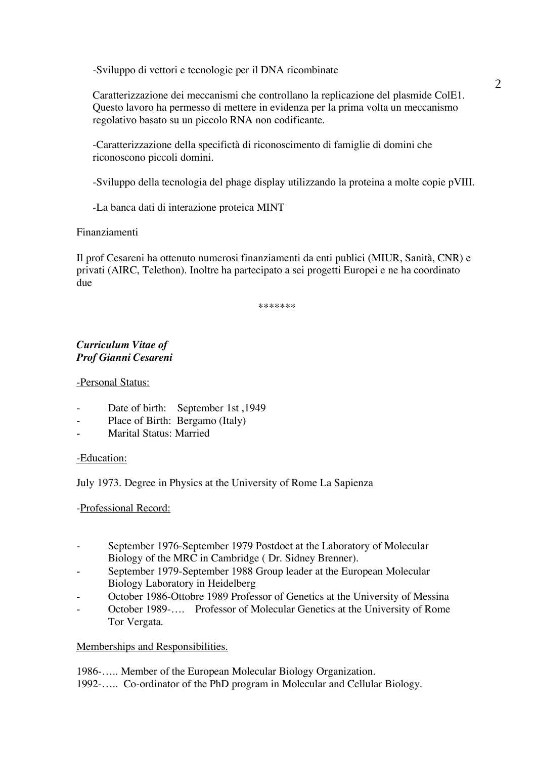-Sviluppo di vettori e tecnologie per il DNA ricombinate

Caratterizzazione dei meccanismi che controllano la replicazione del plasmide ColE1. Questo lavoro ha permesso di mettere in evidenza per la prima volta un meccanismo regolativo basato su un piccolo RNA non codificante.

-Caratterizzazione della specifictà di riconoscimento di famiglie di domini che riconoscono piccoli domini.

-Sviluppo della tecnologia del phage display utilizzando la proteina a molte copie pVIII.

-La banca dati di interazione proteica MINT

Finanziamenti

Il prof Cesareni ha ottenuto numerosi finanziamenti da enti publici (MIUR, Sanità, CNR) e privati (AIRC, Telethon). Inoltre ha partecipato a sei progetti Europei e ne ha coordinato due

*******

***Curriculum Vitae of***
***Prof Gianni Cesareni***

-Personal Status:

- Date of birth: September 1st ,1949
- Place of Birth: Bergamo (Italy)
- Marital Status: Married

-Education:

July 1973. Degree in Physics at the University of Rome La Sapienza

-Professional Record:

- September 1976-September 1979 Postdoct at the Laboratory of Molecular Biology of the MRC in Cambridge ( Dr. Sidney Brenner).
- September 1979-September 1988 Group leader at the European Molecular Biology Laboratory in Heidelberg
- October 1986-Ottobre 1989 Professor of Genetics at the University of Messina
- October 1989-…. Professor of Molecular Genetics at the University of Rome Tor Vergata.

Memberships and Responsibilities.

1986-….. Member of the European Molecular Biology Organization.
1992-….. Co-ordinator of the PhD program in Molecular and Cellular Biology.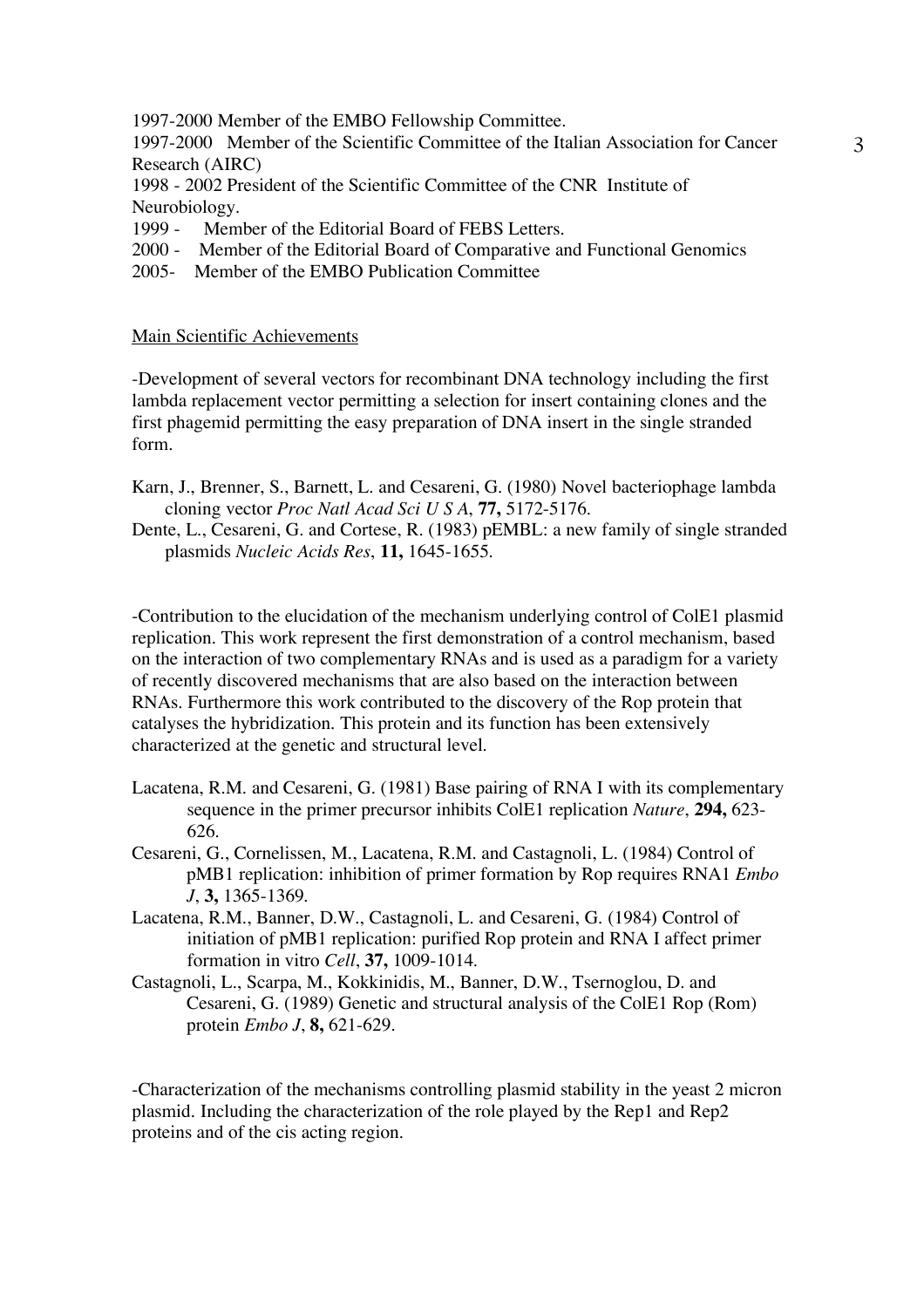1997-2000 Member of the EMBO Fellowship Committee.

1997-2000 Member of the Scientific Committee of the Italian Association for Cancer Research (AIRC)

1998 - 2002 President of the Scientific Committee of the CNR Institute of Neurobiology.

1999 - Member of the Editorial Board of FEBS Letters.

2000 - Member of the Editorial Board of Comparative and Functional Genomics

2005- Member of the EMBO Publication Committee

## Main Scientific Achievements

-Development of several vectors for recombinant DNA technology including the first lambda replacement vector permitting a selection for insert containing clones and the first phagemid permitting the easy preparation of DNA insert in the single stranded form.

Karn, J., Brenner, S., Barnett, L. and Cesareni, G. (1980) Novel bacteriophage lambda cloning vector *Proc Natl Acad Sci U S A*, **77,** 5172-5176.

Dente, L., Cesareni, G. and Cortese, R. (1983) pEMBL: a new family of single stranded plasmids *Nucleic Acids Res*, **11,** 1645-1655.

-Contribution to the elucidation of the mechanism underlying control of ColE1 plasmid replication. This work represent the first demonstration of a control mechanism, based on the interaction of two complementary RNAs and is used as a paradigm for a variety of recently discovered mechanisms that are also based on the interaction between RNAs. Furthermore this work contributed to the discovery of the Rop protein that catalyses the hybridization. This protein and its function has been extensively characterized at the genetic and structural level.

Lacatena, R.M. and Cesareni, G. (1981) Base pairing of RNA I with its complementary sequence in the primer precursor inhibits ColE1 replication *Nature*, **294,** 623-626.

Cesareni, G., Cornelissen, M., Lacatena, R.M. and Castagnoli, L. (1984) Control of pMB1 replication: inhibition of primer formation by Rop requires RNA1 *Embo J*, **3,** 1365-1369.

Lacatena, R.M., Banner, D.W., Castagnoli, L. and Cesareni, G. (1984) Control of initiation of pMB1 replication: purified Rop protein and RNA I affect primer formation in vitro *Cell*, **37,** 1009-1014.

Castagnoli, L., Scarpa, M., Kokkinidis, M., Banner, D.W., Tsernoglou, D. and Cesareni, G. (1989) Genetic and structural analysis of the ColE1 Rop (Rom) protein *Embo J*, **8,** 621-629.

-Characterization of the mechanisms controlling plasmid stability in the yeast 2 micron plasmid. Including the characterization of the role played by the Rep1 and Rep2 proteins and of the cis acting region.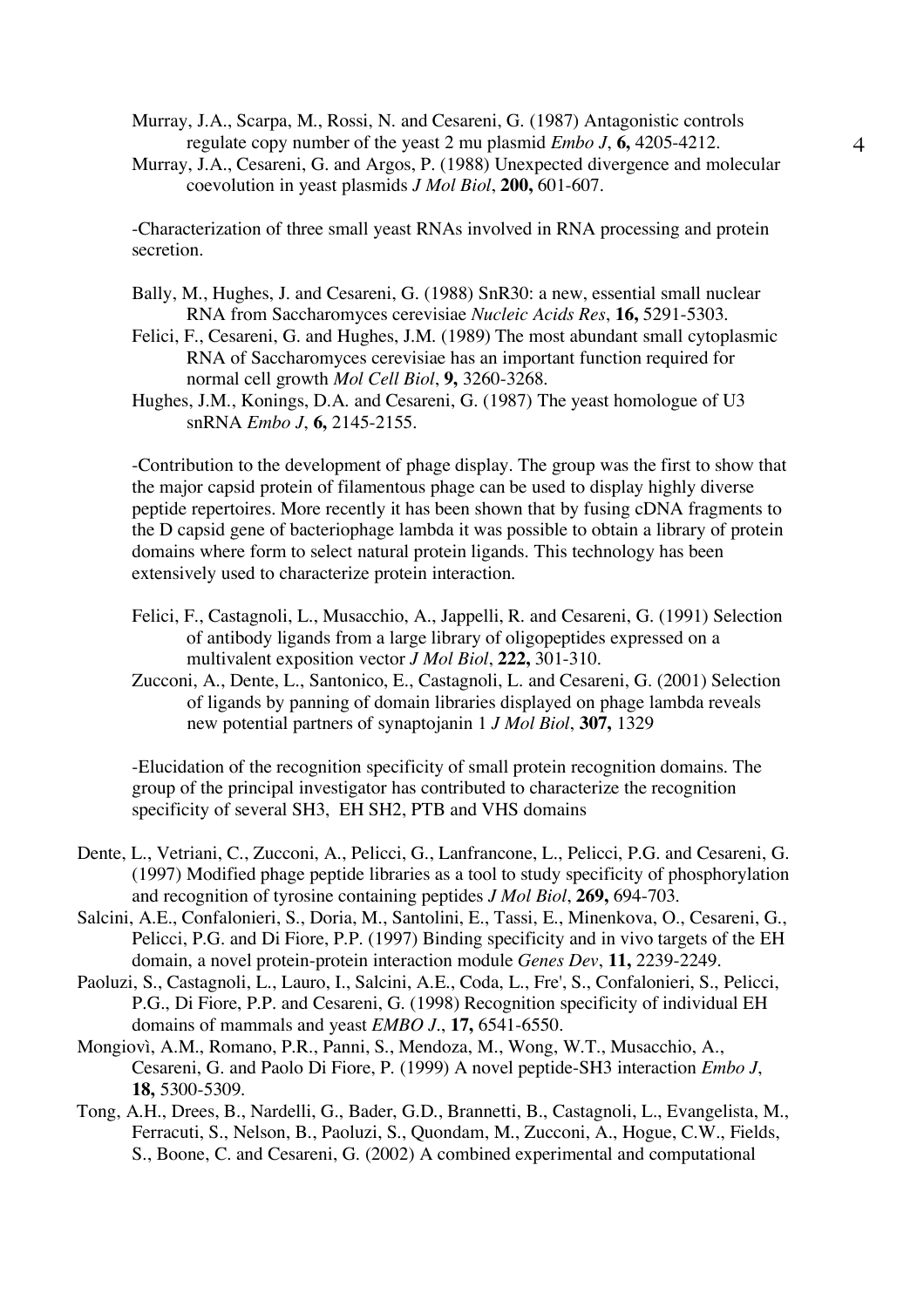Murray, J.A., Scarpa, M., Rossi, N. and Cesareni, G. (1987) Antagonistic controls regulate copy number of the yeast 2 mu plasmid *Embo J*, **6,** 4205-4212.

Murray, J.A., Cesareni, G. and Argos, P. (1988) Unexpected divergence and molecular coevolution in yeast plasmids *J Mol Biol*, **200,** 601-607.

-Characterization of three small yeast RNAs involved in RNA processing and protein secretion.

Bally, M., Hughes, J. and Cesareni, G. (1988) SnR30: a new, essential small nuclear RNA from Saccharomyces cerevisiae *Nucleic Acids Res*, **16,** 5291-5303.

Felici, F., Cesareni, G. and Hughes, J.M. (1989) The most abundant small cytoplasmic RNA of Saccharomyces cerevisiae has an important function required for normal cell growth *Mol Cell Biol*, **9,** 3260-3268.

Hughes, J.M., Konings, D.A. and Cesareni, G. (1987) The yeast homologue of U3 snRNA *Embo J*, **6,** 2145-2155.

-Contribution to the development of phage display. The group was the first to show that the major capsid protein of filamentous phage can be used to display highly diverse peptide repertoires. More recently it has been shown that by fusing cDNA fragments to the D capsid gene of bacteriophage lambda it was possible to obtain a library of protein domains where form to select natural protein ligands. This technology has been extensively used to characterize protein interaction.

Felici, F., Castagnoli, L., Musacchio, A., Jappelli, R. and Cesareni, G. (1991) Selection of antibody ligands from a large library of oligopeptides expressed on a multivalent exposition vector *J Mol Biol*, **222,** 301-310.

Zucconi, A., Dente, L., Santonico, E., Castagnoli, L. and Cesareni, G. (2001) Selection of ligands by panning of domain libraries displayed on phage lambda reveals new potential partners of synaptojanin 1 *J Mol Biol*, **307,** 1329

-Elucidation of the recognition specificity of small protein recognition domains. The group of the principal investigator has contributed to characterize the recognition specificity of several SH3, EH SH2, PTB and VHS domains

Dente, L., Vetriani, C., Zucconi, A., Pelicci, G., Lanfrancone, L., Pelicci, P.G. and Cesareni, G. (1997) Modified phage peptide libraries as a tool to study specificity of phosphorylation and recognition of tyrosine containing peptides *J Mol Biol*, **269,** 694-703.

Salcini, A.E., Confalonieri, S., Doria, M., Santolini, E., Tassi, E., Minenkova, O., Cesareni, G., Pelicci, P.G. and Di Fiore, P.P. (1997) Binding specificity and in vivo targets of the EH domain, a novel protein-protein interaction module *Genes Dev*, **11,** 2239-2249.

Paoluzi, S., Castagnoli, L., Lauro, I., Salcini, A.E., Coda, L., Fre', S., Confalonieri, S., Pelicci, P.G., Di Fiore, P.P. and Cesareni, G. (1998) Recognition specificity of individual EH domains of mammals and yeast *EMBO J.*, **17,** 6541-6550.

Mongiovì, A.M., Romano, P.R., Panni, S., Mendoza, M., Wong, W.T., Musacchio, A., Cesareni, G. and Paolo Di Fiore, P. (1999) A novel peptide-SH3 interaction *Embo J*, **18,** 5300-5309.

Tong, A.H., Drees, B., Nardelli, G., Bader, G.D., Brannetti, B., Castagnoli, L., Evangelista, M., Ferracuti, S., Nelson, B., Paoluzi, S., Quondam, M., Zucconi, A., Hogue, C.W., Fields, S., Boone, C. and Cesareni, G. (2002) A combined experimental and computational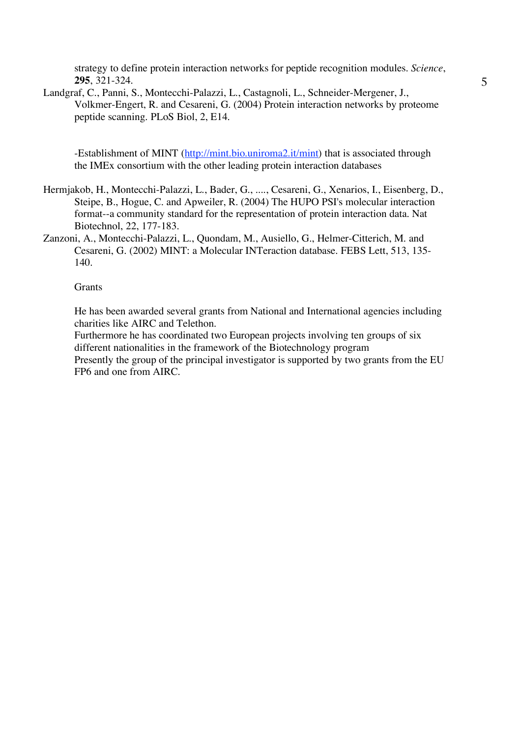strategy to define protein interaction networks for peptide recognition modules. *Science*, **295**, 321-324.

Landgraf, C., Panni, S., Montecchi-Palazzi, L., Castagnoli, L., Schneider-Mergener, J., Volkmer-Engert, R. and Cesareni, G. (2004) Protein interaction networks by proteome peptide scanning. PLoS Biol, 2, E14.

-Establishment of MINT (http://mint.bio.uniroma2.it/mint) that is associated through the IMEx consortium with the other leading protein interaction databases

Hermjakob, H., Montecchi-Palazzi, L., Bader, G., ...., Cesareni, G., Xenarios, I., Eisenberg, D., Steipe, B., Hogue, C. and Apweiler, R. (2004) The HUPO PSI's molecular interaction format--a community standard for the representation of protein interaction data. Nat Biotechnol, 22, 177-183.

Zanzoni, A., Montecchi-Palazzi, L., Quondam, M., Ausiello, G., Helmer-Citterich, M. and Cesareni, G. (2002) MINT: a Molecular INTeraction database. FEBS Lett, 513, 135-140.

Grants

He has been awarded several grants from National and International agencies including charities like AIRC and Telethon.
Furthermore he has coordinated two European projects involving ten groups of six different nationalities in the framework of the Biotechnology program
Presently the group of the principal investigator is supported by two grants from the EU FP6 and one from AIRC.